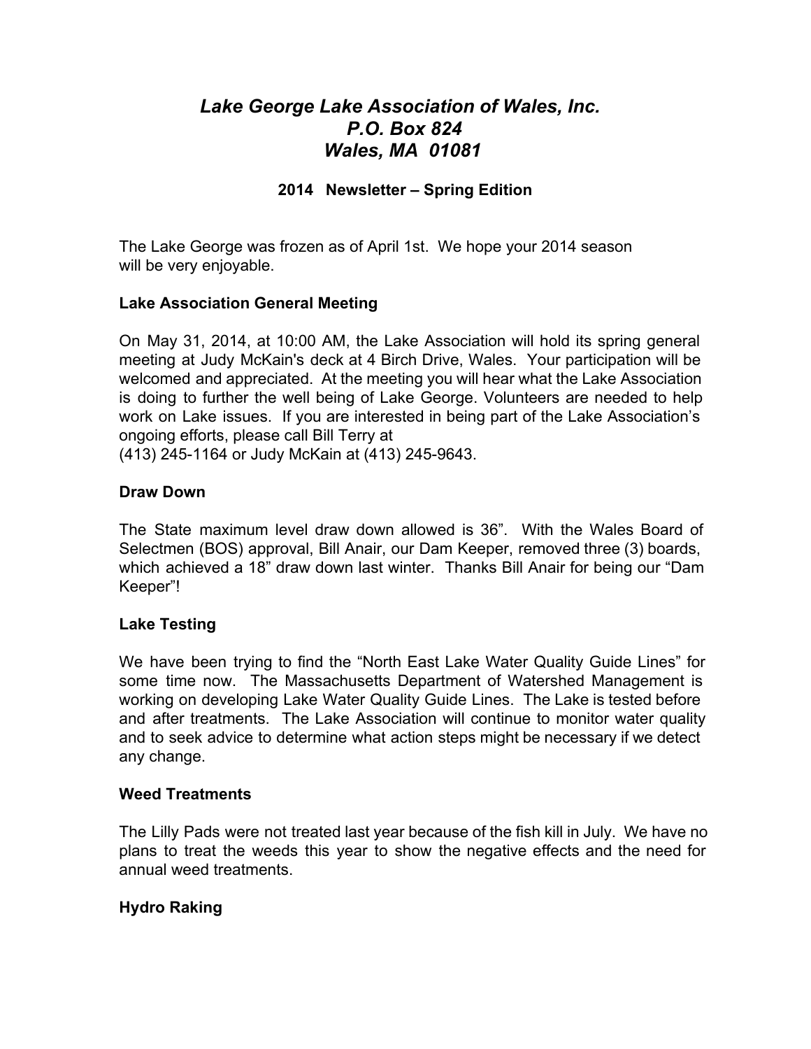# *Lake George Lake Association of Wales, Inc.*
# *P.O. Box 824*
# *Wales, MA 01081*

**2014 Newsletter – Spring Edition**

The Lake George was frozen as of April 1st. We hope your 2014 season will be very enjoyable.

**Lake Association General Meeting**

On May 31, 2014, at 10:00 AM, the Lake Association will hold its spring general meeting at Judy McKain's deck at 4 Birch Drive, Wales. Your participation will be welcomed and appreciated. At the meeting you will hear what the Lake Association is doing to further the well being of Lake George. Volunteers are needed to help work on Lake issues. If you are interested in being part of the Lake Association's ongoing efforts, please call Bill Terry at
(413) 245-1164 or Judy McKain at (413) 245-9643.

**Draw Down**

The State maximum level draw down allowed is 36". With the Wales Board of Selectmen (BOS) approval, Bill Anair, our Dam Keeper, removed three (3) boards, which achieved a 18" draw down last winter. Thanks Bill Anair for being our "Dam Keeper"!

**Lake Testing**

We have been trying to find the "North East Lake Water Quality Guide Lines" for some time now. The Massachusetts Department of Watershed Management is working on developing Lake Water Quality Guide Lines. The Lake is tested before and after treatments. The Lake Association will continue to monitor water quality and to seek advice to determine what action steps might be necessary if we detect any change.

**Weed Treatments**

The Lilly Pads were not treated last year because of the fish kill in July. We have no plans to treat the weeds this year to show the negative effects and the need for annual weed treatments.

**Hydro Raking**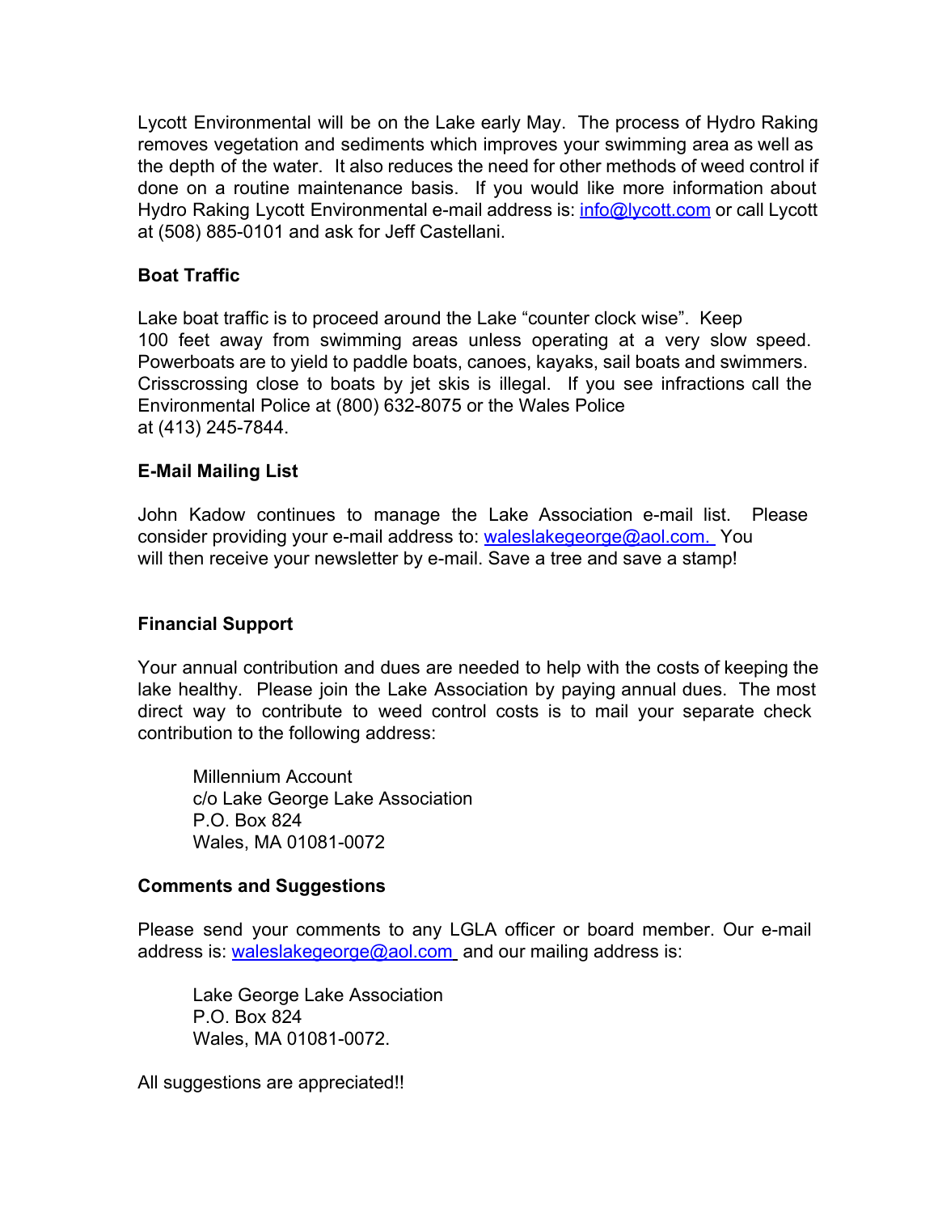Lycott Environmental will be on the Lake early May. The process of Hydro Raking removes vegetation and sediments which improves your swimming area as well as the depth of the water. It also reduces the need for other methods of weed control if done on a routine maintenance basis. If you would like more information about Hydro Raking Lycott Environmental e-mail address is: info@lycott.com or call Lycott at (508) 885-0101 and ask for Jeff Castellani.

**Boat Traffic**

Lake boat traffic is to proceed around the Lake "counter clock wise". Keep 100 feet away from swimming areas unless operating at a very slow speed. Powerboats are to yield to paddle boats, canoes, kayaks, sail boats and swimmers. Crisscrossing close to boats by jet skis is illegal. If you see infractions call the Environmental Police at (800) 632-8075 or the Wales Police at (413) 245-7844.

**E-Mail Mailing List**

John Kadow continues to manage the Lake Association e-mail list. Please consider providing your e-mail address to: waleslakegeorge@aol.com. You will then receive your newsletter by e-mail. Save a tree and save a stamp!

**Financial Support**

Your annual contribution and dues are needed to help with the costs of keeping the lake healthy. Please join the Lake Association by paying annual dues. The most direct way to contribute to weed control costs is to mail your separate check contribution to the following address:

> Millennium Account
> c/o Lake George Lake Association
> P.O. Box 824
> Wales, MA 01081-0072

**Comments and Suggestions**

Please send your comments to any LGLA officer or board member. Our e-mail address is: waleslakegeorge@aol.com and our mailing address is:

> Lake George Lake Association
> P.O. Box 824
> Wales, MA 01081-0072.

All suggestions are appreciated!!